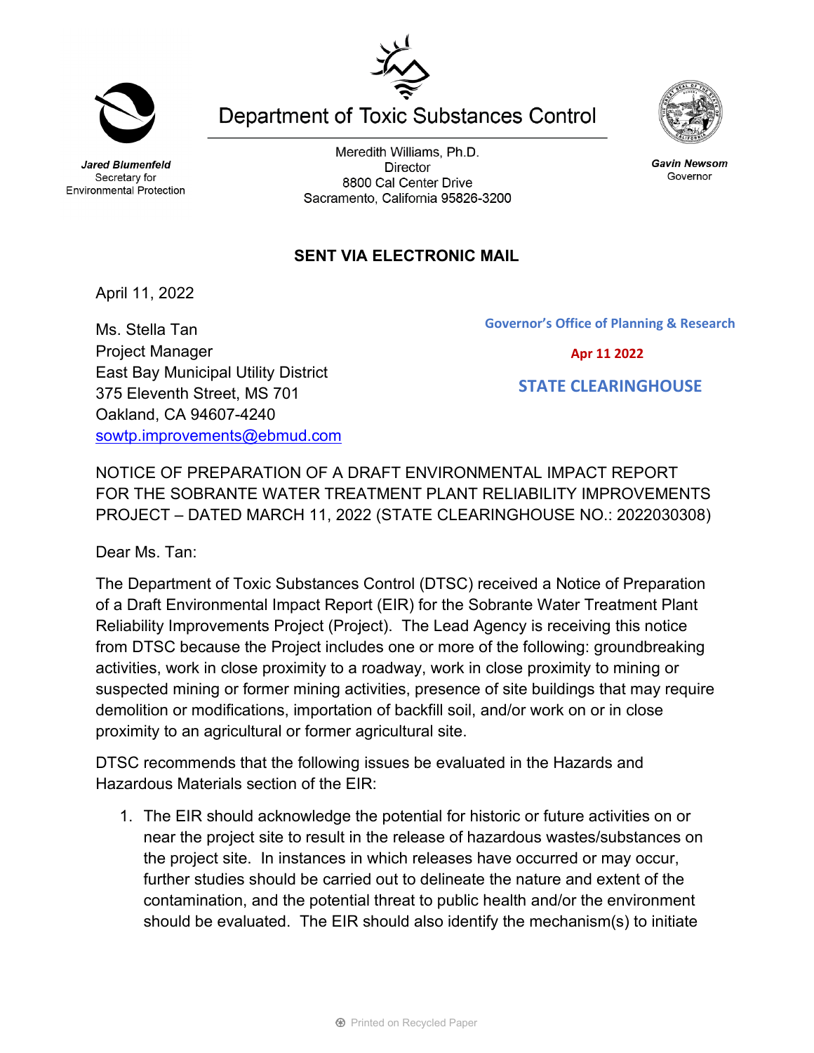# Department of Toxic Substances Control

***Jared Blumenfeld***
Secretary for
Environmental Protection

Meredith Williams, Ph.D.
Director
8800 Cal Center Drive
Sacramento, California 95826-3200

***Gavin Newsom***
Governor

**SENT VIA ELECTRONIC MAIL**

April 11, 2022

Ms. Stella Tan
Project Manager
East Bay Municipal Utility District
375 Eleventh Street, MS 701
Oakland, CA 94607-4240
sowtp.improvements@ebmud.com

**Governor's Office of Planning & Research**

**Apr 11 2022**

**STATE CLEARINGHOUSE**

NOTICE OF PREPARATION OF A DRAFT ENVIRONMENTAL IMPACT REPORT FOR THE SOBRANTE WATER TREATMENT PLANT RELIABILITY IMPROVEMENTS PROJECT – DATED MARCH 11, 2022 (STATE CLEARINGHOUSE NO.: 2022030308)

Dear Ms. Tan:

The Department of Toxic Substances Control (DTSC) received a Notice of Preparation of a Draft Environmental Impact Report (EIR) for the Sobrante Water Treatment Plant Reliability Improvements Project (Project). The Lead Agency is receiving this notice from DTSC because the Project includes one or more of the following: groundbreaking activities, work in close proximity to a roadway, work in close proximity to mining or suspected mining or former mining activities, presence of site buildings that may require demolition or modifications, importation of backfill soil, and/or work on or in close proximity to an agricultural or former agricultural site.

DTSC recommends that the following issues be evaluated in the Hazards and Hazardous Materials section of the EIR:

1. The EIR should acknowledge the potential for historic or future activities on or near the project site to result in the release of hazardous wastes/substances on the project site. In instances in which releases have occurred or may occur, further studies should be carried out to delineate the nature and extent of the contamination, and the potential threat to public health and/or the environment should be evaluated. The EIR should also identify the mechanism(s) to initiate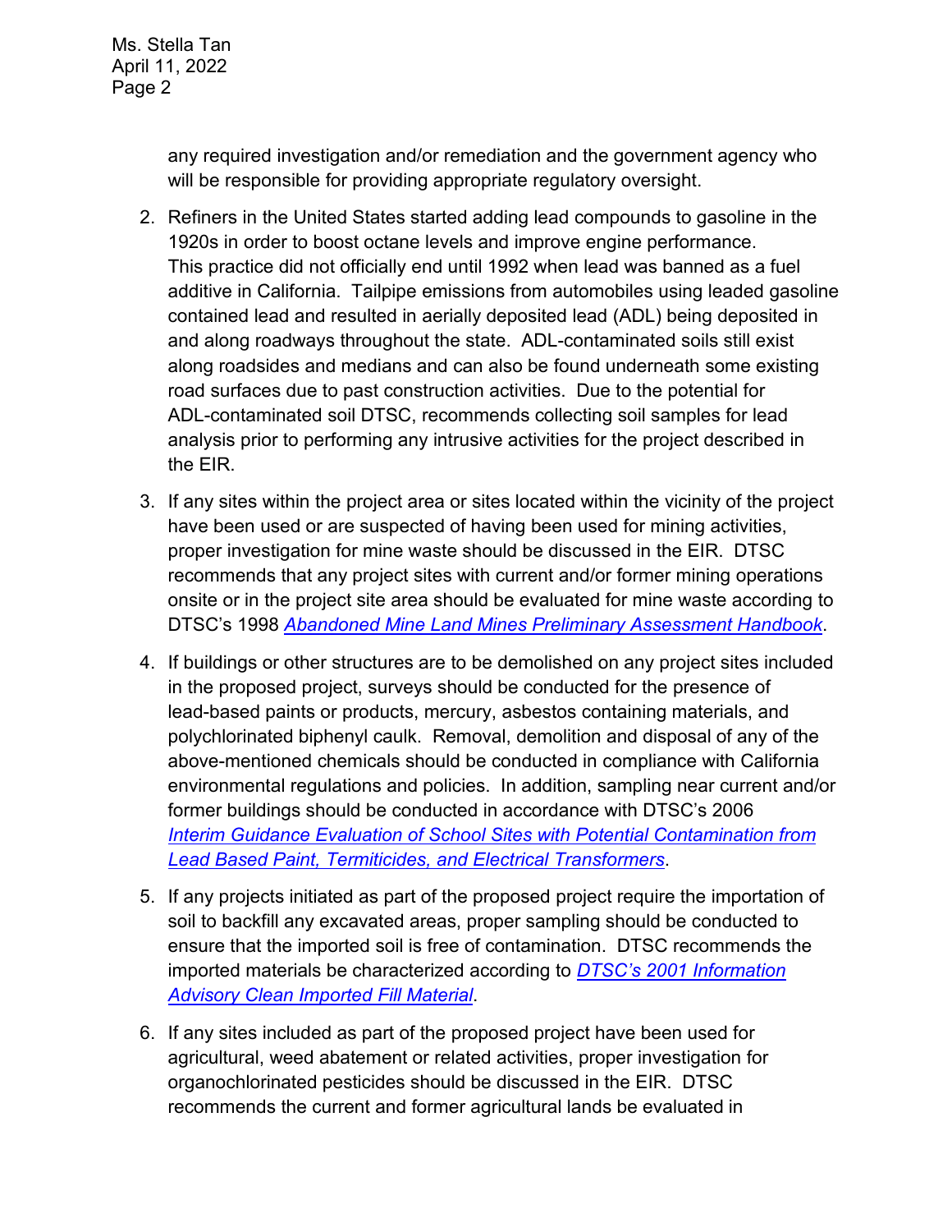any required investigation and/or remediation and the government agency who will be responsible for providing appropriate regulatory oversight.

2. Refiners in the United States started adding lead compounds to gasoline in the 1920s in order to boost octane levels and improve engine performance. This practice did not officially end until 1992 when lead was banned as a fuel additive in California. Tailpipe emissions from automobiles using leaded gasoline contained lead and resulted in aerially deposited lead (ADL) being deposited in and along roadways throughout the state. ADL-contaminated soils still exist along roadsides and medians and can also be found underneath some existing road surfaces due to past construction activities. Due to the potential for ADL-contaminated soil DTSC, recommends collecting soil samples for lead analysis prior to performing any intrusive activities for the project described in the EIR.

3. If any sites within the project area or sites located within the vicinity of the project have been used or are suspected of having been used for mining activities, proper investigation for mine waste should be discussed in the EIR. DTSC recommends that any project sites with current and/or former mining operations onsite or in the project site area should be evaluated for mine waste according to DTSC's 1998 *Abandoned Mine Land Mines Preliminary Assessment Handbook*.

4. If buildings or other structures are to be demolished on any project sites included in the proposed project, surveys should be conducted for the presence of lead-based paints or products, mercury, asbestos containing materials, and polychlorinated biphenyl caulk. Removal, demolition and disposal of any of the above-mentioned chemicals should be conducted in compliance with California environmental regulations and policies. In addition, sampling near current and/or former buildings should be conducted in accordance with DTSC's 2006 *Interim Guidance Evaluation of School Sites with Potential Contamination from Lead Based Paint, Termiticides, and Electrical Transformers*.

5. If any projects initiated as part of the proposed project require the importation of soil to backfill any excavated areas, proper sampling should be conducted to ensure that the imported soil is free of contamination. DTSC recommends the imported materials be characterized according to *DTSC's 2001 Information Advisory Clean Imported Fill Material*.

6. If any sites included as part of the proposed project have been used for agricultural, weed abatement or related activities, proper investigation for organochlorinated pesticides should be discussed in the EIR. DTSC recommends the current and former agricultural lands be evaluated in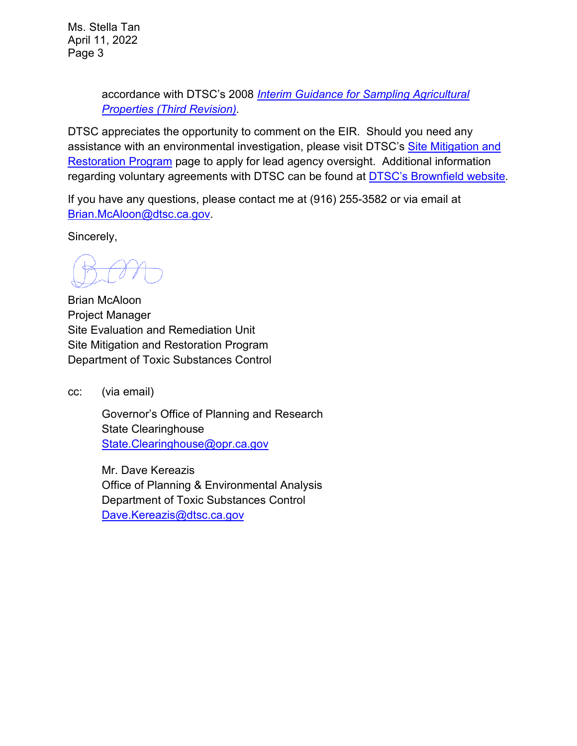accordance with DTSC's 2008 *Interim Guidance for Sampling Agricultural Properties (Third Revision)*.

DTSC appreciates the opportunity to comment on the EIR. Should you need any assistance with an environmental investigation, please visit DTSC's Site Mitigation and Restoration Program page to apply for lead agency oversight. Additional information regarding voluntary agreements with DTSC can be found at DTSC's Brownfield website.

If you have any questions, please contact me at (916) 255-3582 or via email at Brian.McAloon@dtsc.ca.gov.

Sincerely,

Brian McAloon
Project Manager
Site Evaluation and Remediation Unit
Site Mitigation and Restoration Program
Department of Toxic Substances Control

cc: (via email)

Governor's Office of Planning and Research
State Clearinghouse
State.Clearinghouse@opr.ca.gov

Mr. Dave Kereazis
Office of Planning & Environmental Analysis
Department of Toxic Substances Control
Dave.Kereazis@dtsc.ca.gov